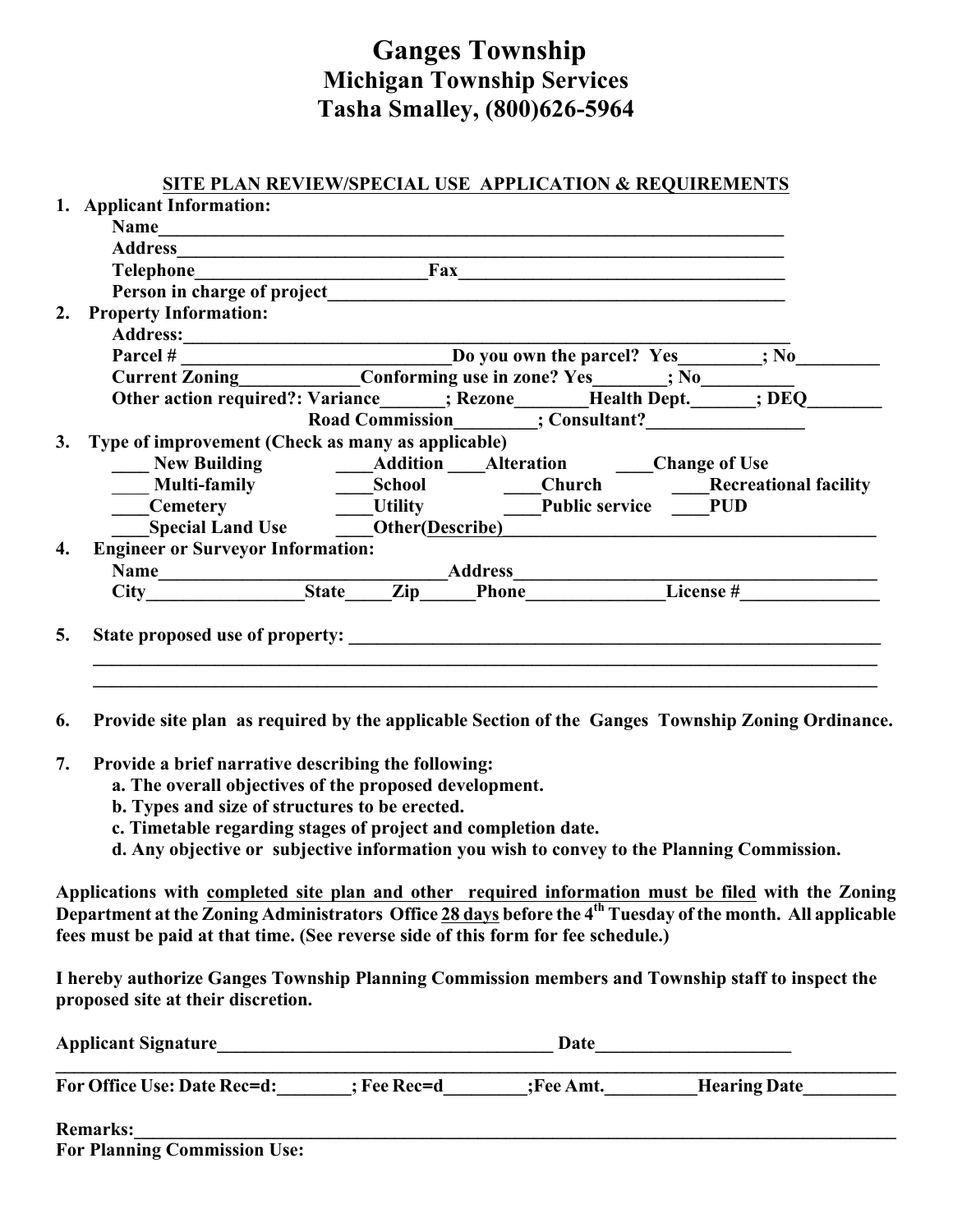# Ganges Township
## Michigan Township Services
## Tasha Smalley, (800)626-5964

**SITE PLAN REVIEW/SPECIAL USE APPLICATION & REQUIREMENTS**

1. **Applicant Information:**
   - **Name**______________________________________________________________________
   - **Address**____________________________________________________________________
   - **Telephone**________________________**Fax**____________________________________
   - **Person in charge of project**_________________________________________________

2. **Property Information:**
   - **Address:**___________________________________________________________________
   - **Parcel #** ____________________________**Do you own the parcel? Yes**_________**; No**_________
   - **Current Zoning**____________**Conforming use in zone? Yes**________**; No**__________
   - **Other action required?: Variance**_______**; Rezone**________**Health Dept.**_______**; DEQ**________
   - **Road Commission**________**; Consultant?**_________________

3. **Type of improvement (Check as many as applicable)**
   - ____ **New Building** ____**Addition** ____**Alteration** ____**Change of Use**
   - ____ **Multi-family** ____**School** ____**Church** ____**Recreational facility**
   - ____**Cemetery** ____**Utility** ____**Public service** ____**PUD**
   - ____**Special Land Use** ____**Other(Describe)**________________________________________

4. **Engineer or Surveyor Information:**
   - **Name**______________________________**Address**______________________________________
   - **City**________________**State**_____**Zip**______**Phone**_______________**License #**_______________

5. **State proposed use of property:** _____________________________________________________________
   ________________________________________________________________________________
   ________________________________________________________________________________

6. **Provide site plan as required by the applicable Section of the Ganges Township Zoning Ordinance.**

7. **Provide a brief narrative describing the following:**
   - **a. The overall objectives of the proposed development.**
   - **b. Types and size of structures to be erected.**
   - **c. Timetable regarding stages of project and completion date.**
   - **d. Any objective or subjective information you wish to convey to the Planning Commission.**

**Applications with completed site plan and other required information must be filed with the Zoning Department at the Zoning Administrators Office 28 days before the 4th Tuesday of the month. All applicable fees must be paid at that time. (See reverse side of this form for fee schedule.)**

**I hereby authorize Ganges Township Planning Commission members and Township staff to inspect the proposed site at their discretion.**

**Applicant Signature**_____________________________________ **Date**_____________________

---

**For Office Use: Date Rec=d:**________**; Fee Rec=d**_________**;Fee Amt.**__________**Hearing Date**__________

**Remarks:**_________________________________________________________________________________

**For Planning Commission Use:**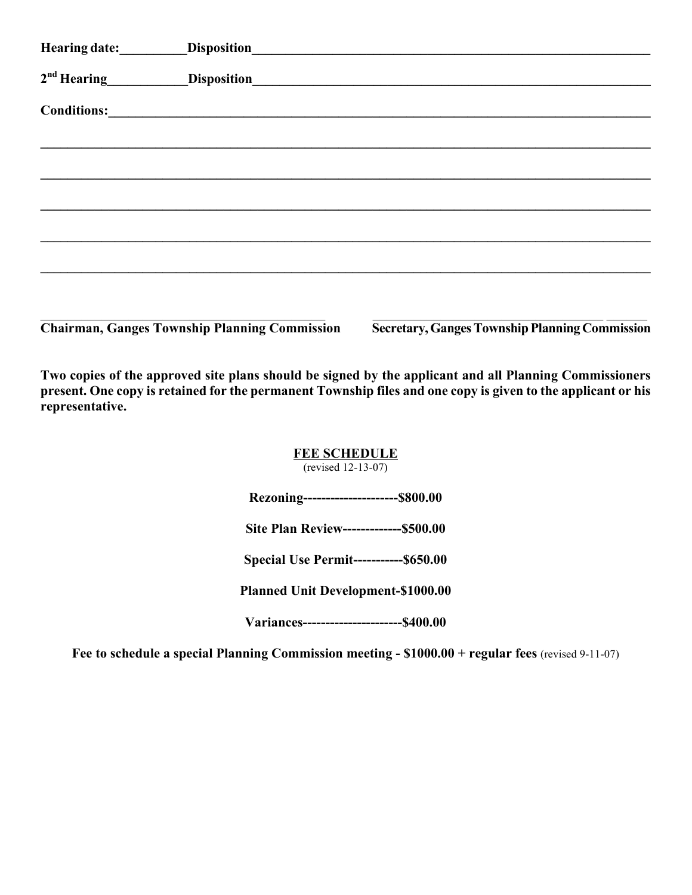**Hearing date:\_\_\_\_\_\_\_\_\_\_Disposition\_\_\_\_\_\_\_\_\_\_\_\_\_\_\_\_\_\_\_\_\_\_\_\_\_\_\_\_\_\_\_\_\_\_\_\_\_\_\_\_\_\_\_\_\_\_\_\_\_\_\_\_\_\_\_\_\_\_\_\_\_\_\_\_**

**2nd Hearing\_\_\_\_\_\_\_\_\_\_\_\_Disposition\_\_\_\_\_\_\_\_\_\_\_\_\_\_\_\_\_\_\_\_\_\_\_\_\_\_\_\_\_\_\_\_\_\_\_\_\_\_\_\_\_\_\_\_\_\_\_\_\_\_\_\_\_\_\_\_\_\_\_\_\_\_\_\_**

**Conditions:\_\_\_\_\_\_\_\_\_\_\_\_\_\_\_\_\_\_\_\_\_\_\_\_\_\_\_\_\_\_\_\_\_\_\_\_\_\_\_\_\_\_\_\_\_\_\_\_\_\_\_\_\_\_\_\_\_\_\_\_\_\_\_\_\_\_\_\_\_\_\_\_\_\_\_\_\_\_\_\_\_\_\_\_\_\_\_\_\_\_**

\_\_\_\_\_\_\_\_\_\_\_\_\_\_\_\_\_\_\_\_\_\_\_\_\_\_\_\_\_\_\_\_\_\_\_\_\_\_\_\_\_\_\_\_\_\_\_\_\_\_\_\_\_\_\_\_\_\_\_\_\_\_\_\_\_\_\_\_\_\_\_\_\_\_\_\_\_\_\_\_\_\_\_\_\_\_\_\_\_\_\_\_\_\_\_\_\_\_\_\_\_\_\_\_

\_\_\_\_\_\_\_\_\_\_\_\_\_\_\_\_\_\_\_\_\_\_\_\_\_\_\_\_\_\_\_\_\_\_\_\_\_\_\_\_\_\_\_\_\_\_\_\_\_\_\_\_\_\_\_\_\_\_\_\_\_\_\_\_\_\_\_\_\_\_\_\_\_\_\_\_\_\_\_\_\_\_\_\_\_\_\_\_\_\_\_\_\_\_\_\_\_\_\_\_\_\_\_\_

\_\_\_\_\_\_\_\_\_\_\_\_\_\_\_\_\_\_\_\_\_\_\_\_\_\_\_\_\_\_\_\_\_\_\_\_\_\_\_\_\_\_\_\_\_\_\_\_\_\_\_\_\_\_\_\_\_\_\_\_\_\_\_\_\_\_\_\_\_\_\_\_\_\_\_\_\_\_\_\_\_\_\_\_\_\_\_\_\_\_\_\_\_\_\_\_\_\_\_\_\_\_\_\_

\_\_\_\_\_\_\_\_\_\_\_\_\_\_\_\_\_\_\_\_\_\_\_\_\_\_\_\_\_\_\_\_\_\_\_\_\_\_\_\_\_\_\_\_\_\_\_\_\_\_\_\_\_\_\_\_\_\_\_\_\_\_\_\_\_\_\_\_\_\_\_\_\_\_\_\_\_\_\_\_\_\_\_\_\_\_\_\_\_\_\_\_\_\_\_\_\_\_\_\_\_\_\_\_

\_\_\_\_\_\_\_\_\_\_\_\_\_\_\_\_\_\_\_\_\_\_\_\_\_\_\_\_\_\_\_\_\_\_\_\_\_\_\_\_\_\_\_\_\_\_\_\_\_\_\_\_\_\_\_\_\_\_\_\_\_\_\_\_\_\_\_\_\_\_\_\_\_\_\_\_\_\_\_\_\_\_\_\_\_\_\_\_\_\_\_\_\_\_\_\_\_\_\_\_\_\_\_\_

\_\_\_\_\_\_\_\_\_\_\_\_\_\_\_\_\_\_\_\_\_\_\_\_\_\_\_\_\_\_\_\_\_\_\_\_\_\_\_\_\_\_\_\_ \_\_\_\_\_\_\_\_\_\_\_\_\_\_\_\_\_\_\_\_\_\_\_\_\_\_\_\_\_\_\_\_\_\_\_\_\_\_\_\_\_\_\_

**Chairman, Ganges Township Planning Commission** **Secretary, Ganges Township Planning Commission**

**Two copies of the approved site plans should be signed by the applicant and all Planning Commissioners present. One copy is retained for the permanent Township files and one copy is given to the applicant or his representative.**

**FEE SCHEDULE**

(revised 12-13-07)

**Rezoning---------------------$800.00**

**Site Plan Review-------------$500.00**

**Special Use Permit-----------$650.00**

**Planned Unit Development-$1000.00**

**Variances----------------------$400.00**

**Fee to schedule a special Planning Commission meeting - $1000.00 + regular fees** (revised 9-11-07)